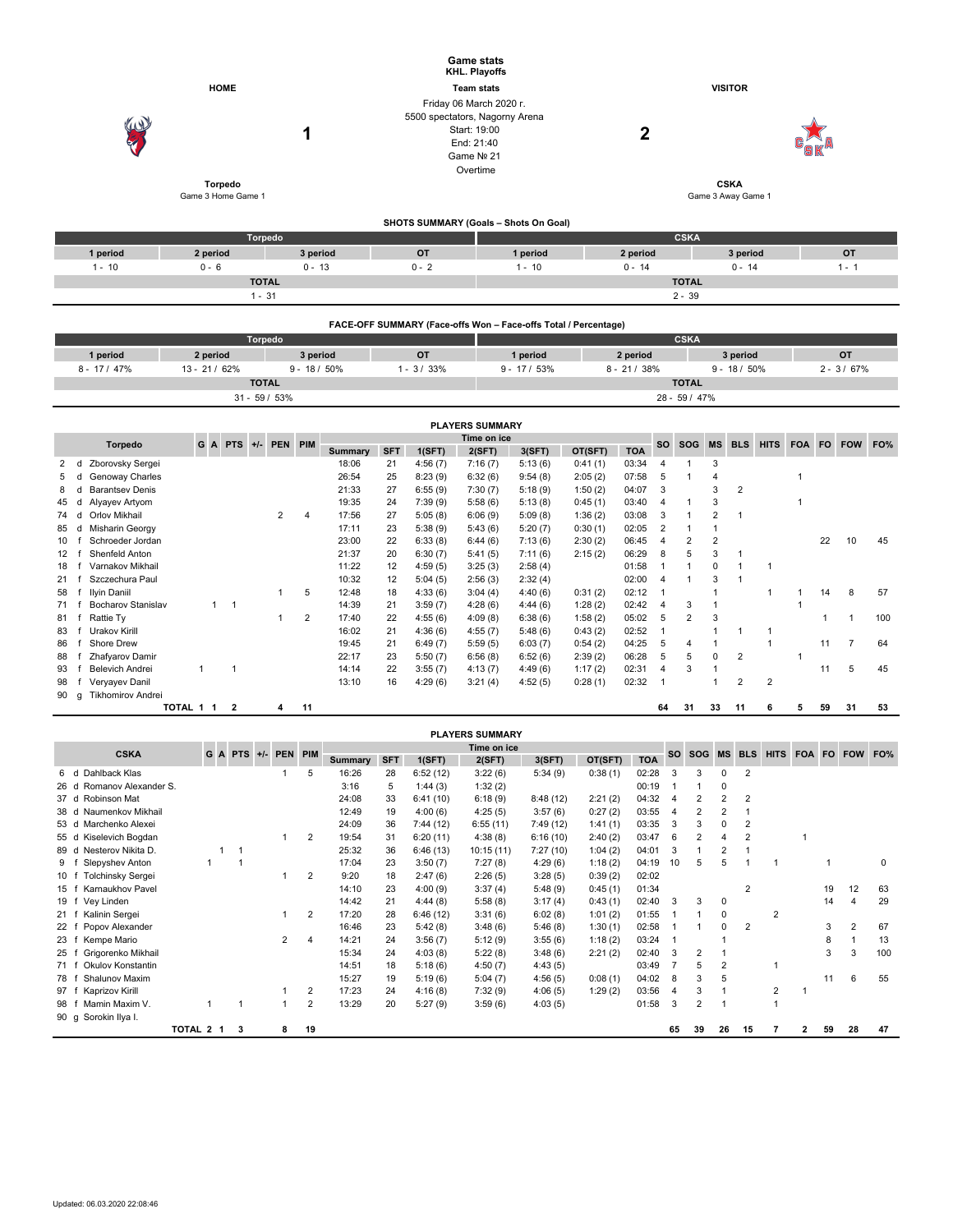# Game stats

**KHL. Playoffs**

**Team stats**

| HOME | | | VISITOR |
|---|---|---|---|
| **Torpedo** | **1** | Friday 06 March 2020 г.<br>5500 spectators, Nagorny Arena<br>Start: 19:00<br>End: 21:40<br>Game № 21<br>Overtime | **2** | 
| Game 3 Home Game 1 | | | Game 3 Away Game 1 |

**CSKA**

## SHOTS SUMMARY (Goals – Shots On Goal)

| Torpedo | | | | CSKA | | | |
|---|---|---|---|---|---|---|---|
| 1 period | 2 period | 3 period | OT | 1 period | 2 period | 3 period | OT |
| 1 - 10 | 0 - 6 | 0 - 13 | 0 - 2 | 1 - 10 | 0 - 14 | 0 - 14 | 1 - 1 |
| TOTAL | | | | TOTAL | | | |
| 1 - 31 | | | | 2 - 39 | | | |

## FACE-OFF SUMMARY (Face-offs Won – Face-offs Total / Percentage)

| Torpedo | | | | CSKA | | | |
|---|---|---|---|---|---|---|---|
| 1 period | 2 period | 3 period | OT | 1 period | 2 period | 3 period | OT |
| 8 - 17 / 47% | 13 - 21 / 62% | 9 - 18 / 50% | 1 - 3 / 33% | 9 - 17 / 53% | 8 - 21 / 38% | 9 - 18 / 50% | 2 - 3 / 67% |
| TOTAL | | | | TOTAL | | | |
| 31 - 59 / 53% | | | | 28 - 59 / 47% | | | |

## PLAYERS SUMMARY

| | | Torpedo | G | A | PTS | +/- | PEN | PIM | Time on ice: Summary | SFT | 1(SFT) | 2(SFT) | 3(SFT) | OT(SFT) | TOA | SO | SOG | MS | BLS | HITS | FOA | FO | FOW | FO% |
|---|---|---|---|---|---|---|---|---|---|---|---|---|---|---|---|---|---|---|---|---|---|---|---|---|
| 2 | d | Zborovsky Sergei | | | | | | | 18:06 | 21 | 4:56 (7) | 7:16 (7) | 5:13 (6) | 0:41 (1) | 03:34 | 4 | 1 | 3 | | | | | | |
| 5 | d | Genoway Charles | | | | | | | 26:54 | 25 | 8:23 (9) | 6:32 (6) | 9:54 (8) | 2:05 (2) | 07:58 | 5 | 1 | 4 | | | 1 | | | |
| 8 | d | Barantsev Denis | | | | | | | 21:33 | 27 | 6:55 (9) | 7:30 (7) | 5:18 (9) | 1:50 (2) | 04:07 | 3 | | 3 | 2 | | | | | |
| 45 | d | Alyayev Artyom | | | | | | | 19:35 | 24 | 7:39 (9) | 5:58 (6) | 5:13 (8) | 0:45 (1) | 03:40 | 4 | 1 | 3 | | | 1 | | | |
| 74 | d | Orlov Mikhail | | | | | 2 | 4 | 17:56 | 27 | 5:05 (8) | 6:06 (9) | 5:09 (8) | 1:36 (2) | 03:08 | 3 | 1 | 2 | 1 | | | | | |
| 85 | d | Misharin Georgy | | | | | | | 17:11 | 23 | 5:38 (9) | 5:43 (6) | 5:20 (7) | 0:30 (1) | 02:05 | 2 | 1 | 1 | | | | | | |
| 10 | f | Schroeder Jordan | | | | | | | 23:00 | 22 | 6:33 (8) | 6:44 (6) | 7:13 (6) | 2:30 (2) | 06:45 | 4 | 2 | 2 | | | | 22 | 10 | 45 |
| 12 | f | Shenfeld Anton | | | | | | | 21:37 | 20 | 6:30 (7) | 5:41 (5) | 7:11 (6) | 2:15 (2) | 06:29 | 8 | 5 | 3 | 1 | | | | | |
| 18 | f | Varnakov Mikhail | | | | | | | 11:22 | 12 | 4:59 (5) | 3:25 (3) | 2:58 (4) | | 01:58 | 1 | 1 | 0 | 1 | 1 | | | | |
| 21 | f | Szczechura Paul | | | | | | | 10:32 | 12 | 5:04 (5) | 2:56 (3) | 2:32 (4) | | 02:00 | 4 | 1 | 3 | 1 | | | | | |
| 58 | f | Ilyin Daniil | | | | | 1 | 5 | 12:48 | 18 | 4:33 (6) | 3:04 (4) | 4:40 (6) | 0:31 (2) | 02:12 | 1 | | 1 | | 1 | 1 | 14 | 8 | 57 |
| 71 | f | Bocharov Stanislav | | 1 | 1 | | | | 14:39 | 21 | 3:59 (7) | 4:28 (6) | 4:44 (6) | 1:28 (2) | 02:42 | 4 | 3 | 1 | | | 1 | | | |
| 81 | f | Rattie Ty | | | | | 1 | 2 | 17:40 | 22 | 4:55 (6) | 4:09 (8) | 6:38 (6) | 1:58 (2) | 05:02 | 5 | 2 | 3 | | | | 1 | 1 | 100 |
| 83 | f | Urakov Kirill | | | | | | | 16:02 | 21 | 4:36 (6) | 4:55 (7) | 5:48 (6) | 0:43 (2) | 02:52 | 1 | | 1 | 1 | | | | | |
| 86 | f | Shore Drew | | | | | | | 19:45 | 21 | 6:49 (7) | 5:59 (5) | 6:03 (7) | 0:54 (2) | 04:25 | 5 | 4 | 1 | | 1 | | 11 | 7 | 64 |
| 88 | f | Zhafyarov Damir | | | | | | | 22:17 | 23 | 5:50 (7) | 6:56 (8) | 6:52 (6) | 2:39 (2) | 06:28 | 5 | 5 | 0 | 2 | | 1 | | | |
| 93 | f | Belevich Andrei | 1 | | 1 | | | | 14:14 | 22 | 3:55 (7) | 4:13 (7) | 4:49 (6) | 1:17 (2) | 02:31 | 4 | 3 | 1 | | | | 11 | 5 | 45 |
| 98 | f | Veryayev Danil | | | | | | | 13:10 | 16 | 4:29 (6) | 3:21 (4) | 4:52 (5) | 0:28 (1) | 02:32 | 1 | | 1 | 2 | 2 | | | | |
| 90 | g | Tikhomirov Andrei | | | | | | | | | | | | | | | | | | | | | | |
| | | TOTAL | 1 | 1 | 2 | | 4 | 11 | | | | | | | | 64 | 31 | 33 | 11 | 6 | 5 | 59 | 31 | 53 |

## PLAYERS SUMMARY

| | | CSKA | G | A | PTS | +/- | PEN | PIM | Time on ice: Summary | SFT | 1(SFT) | 2(SFT) | 3(SFT) | OT(SFT) | TOA | SO | SOG | MS | BLS | HITS | FOA | FO | FOW | FO% |
|---|---|---|---|---|---|---|---|---|---|---|---|---|---|---|---|---|---|---|---|---|---|---|---|---|
| 6 | d | Dahlback Klas | | | | | 1 | 5 | 16:26 | 28 | 6:52 (12) | 3:22 (6) | 5:34 (9) | 0:38 (1) | 02:28 | 3 | 3 | 0 | 2 | | | | | |
| 26 | d | Romanov Alexander S. | | | | | | | 3:16 | 5 | 1:44 (3) | 1:32 (2) | | | 00:19 | 1 | 1 | 0 | | | | | | |
| 37 | d | Robinson Mat | | | | | | | 24:08 | 33 | 6:41 (10) | 6:18 (9) | 8:48 (12) | 2:21 (2) | 04:32 | 4 | 2 | 2 | 2 | | | | | |
| 38 | d | Naumenkov Mikhail | | | | | | | 12:49 | 19 | 4:00 (6) | 4:25 (5) | 3:57 (6) | 0:27 (2) | 03:55 | 4 | 2 | 2 | 1 | | | | | |
| 53 | d | Marchenko Alexei | | | | | | | 24:09 | 36 | 7:44 (12) | 6:55 (11) | 7:49 (12) | 1:41 (1) | 03:35 | 3 | 3 | 0 | 2 | | | | | |
| 55 | d | Kiselevich Bogdan | | | | | 1 | 2 | 19:54 | 31 | 6:20 (11) | 4:38 (8) | 6:16 (10) | 2:40 (2) | 03:47 | 6 | 2 | 4 | 2 | | 1 | | | |
| 89 | d | Nesterov Nikita D. | | 1 | 1 | | | | 25:32 | 36 | 6:46 (13) | 10:15 (11) | 7:27 (10) | 1:04 (2) | 04:01 | 3 | 1 | 2 | 1 | | | | | |
| 9 | f | Slepyshev Anton | 1 | | 1 | | | | 17:04 | 23 | 3:50 (7) | 7:27 (8) | 4:29 (6) | 1:18 (2) | 04:19 | 10 | 5 | 5 | 1 | 1 | | 1 | | 0 |
| 10 | f | Tolchinsky Sergei | | | | | 1 | 2 | 9:20 | 18 | 2:47 (6) | 2:26 (5) | 3:28 (5) | 0:39 (2) | 02:02 | | | | | | | | | |
| 15 | f | Karnaukhov Pavel | | | | | | | 14:10 | 23 | 4:00 (9) | 3:37 (4) | 5:48 (9) | 0:45 (1) | 01:34 | | | | 2 | | | 19 | 12 | 63 |
| 19 | f | Vey Linden | | | | | | | 14:42 | 21 | 4:44 (8) | 5:58 (8) | 3:17 (4) | 0:43 (1) | 02:40 | 3 | 3 | 0 | | | | 14 | 4 | 29 |
| 21 | f | Kalinin Sergei | | | | | 1 | 2 | 17:20 | 28 | 6:46 (12) | 3:31 (6) | 6:02 (8) | 1:01 (2) | 01:55 | 1 | 1 | 0 | | 2 | | | | |
| 22 | f | Popov Alexander | | | | | | | 16:46 | 23 | 5:42 (8) | 3:48 (6) | 5:46 (8) | 1:30 (1) | 02:58 | 1 | 1 | 0 | 2 | | | 3 | 2 | 67 |
| 23 | f | Kempe Mario | | | | | 2 | 4 | 14:21 | 24 | 3:56 (7) | 5:12 (9) | 3:55 (6) | 1:18 (2) | 03:24 | 1 | | 1 | | | | 8 | 1 | 13 |
| 25 | f | Grigorenko Mikhail | | | | | | | 15:34 | 24 | 4:03 (8) | 5:22 (8) | 3:48 (6) | 2:21 (2) | 02:40 | 3 | 2 | 1 | | | | 3 | 3 | 100 |
| 71 | f | Okulov Konstantin | | | | | | | 14:51 | 18 | 5:18 (6) | 4:50 (7) | 4:43 (5) | | 03:49 | 7 | 5 | 2 | | | | | | |
| 78 | f | Shalunov Maxim | | | | | | | 15:27 | 19 | 5:19 (6) | 5:04 (7) | 4:56 (5) | 0:08 (1) | 04:02 | 8 | 3 | 5 | | 1 | | 11 | 6 | 55 |
| 97 | f | Kaprizov Kirill | | | | | 1 | 2 | 17:23 | 24 | 4:16 (8) | 7:32 (9) | 4:06 (5) | 1:29 (2) | 03:56 | 4 | 3 | 1 | | 2 | 1 | | | |
| 98 | f | Mamin Maxim V. | 1 | | 1 | | 1 | 2 | 13:29 | 20 | 5:27 (9) | 3:59 (6) | 4:03 (5) | | 01:58 | 3 | 2 | 1 | | 1 | | | | |
| 90 | g | Sorokin Ilya I. | | | | | | | | | | | | | | | | | | | | | | |
| | | TOTAL | 2 | 1 | 3 | | 8 | 19 | | | | | | | | 65 | 39 | 26 | 15 | 7 | 2 | 59 | 28 | 47 |

Updated: 06.03.2020 22:08:46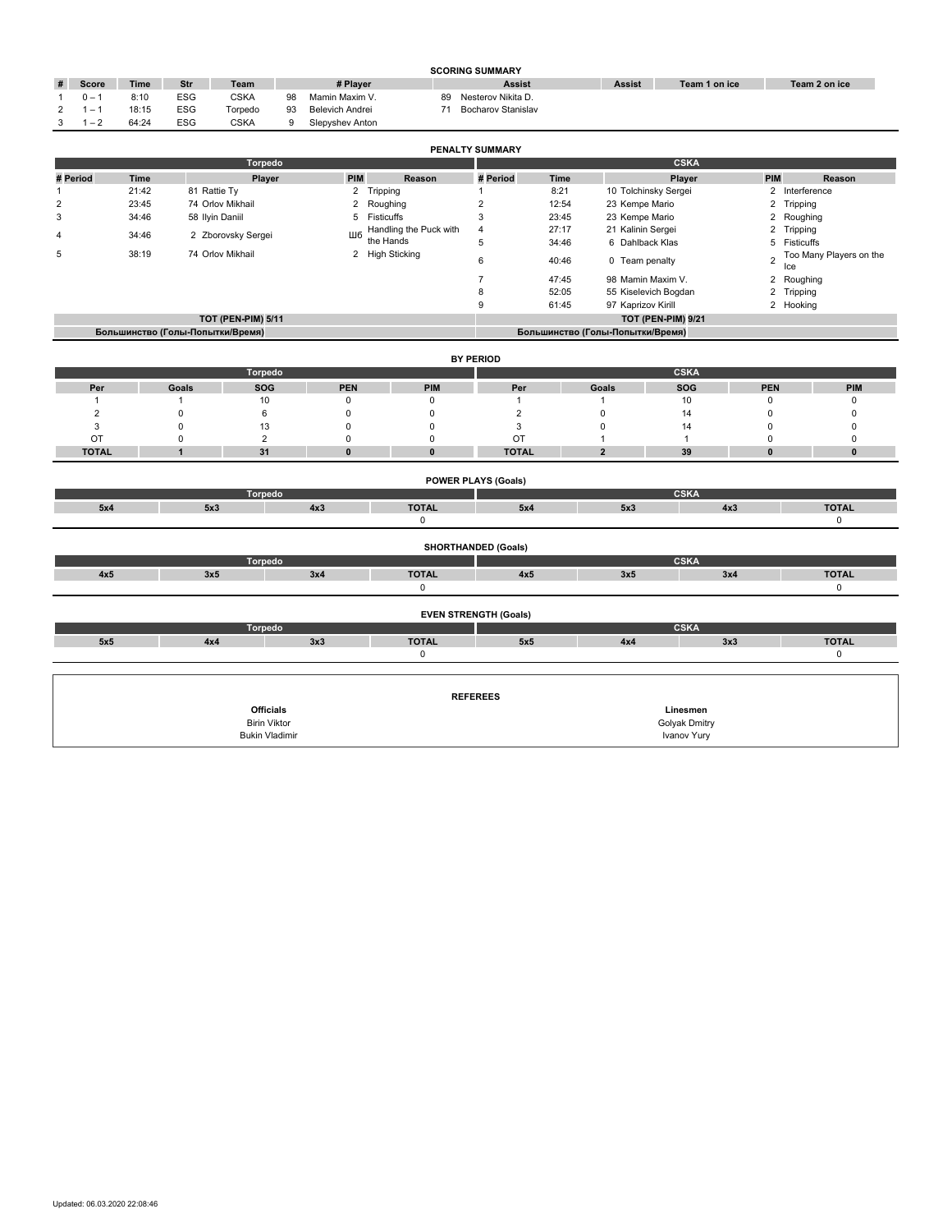## SCORING SUMMARY

| # | Score | Time | Str | Team | # Player | Assist | Assist | Team 1 on ice | Team 2 on ice |
|---|---|---|---|---|---|---|---|---|---|
| 1 | 0 – 1 | 8:10 | ESG | CSKA | 98 Mamin Maxim V. | 89 Nesterov Nikita D. | | | |
| 2 | 1 – 1 | 18:15 | ESG | Torpedo | 93 Belevich Andrei | 71 Bocharov Stanislav | | | |
| 3 | 1 – 2 | 64:24 | ESG | CSKA | 9 Slepyshev Anton | | | | |

## PENALTY SUMMARY

| Torpedo | | | | | CSKA | | | | |
|---|---|---|---|---|---|---|---|---|---|
| # Period | Time | Player | PIM | Reason | # Period | Time | Player | PIM | Reason |
| 1 | 21:42 | 81 Rattie Ty | 2 | Tripping | 1 | 8:21 | 10 Tolchinsky Sergei | 2 | Interference |
| 2 | 23:45 | 74 Orlov Mikhail | 2 | Roughing | 2 | 12:54 | 23 Kempe Mario | 2 | Tripping |
| 3 | 34:46 | 58 Ilyin Daniil | 5 | Fisticuffs | 3 | 23:45 | 23 Kempe Mario | 2 | Roughing |
| 4 | 34:46 | 2 Zborovsky Sergei | Шб | Handling the Puck with the Hands | 4 | 27:17 | 21 Kalinin Sergei | 2 | Tripping |
| | | | | | 5 | 34:46 | 6 Dahlback Klas | 5 | Fisticuffs |
| 5 | 38:19 | 74 Orlov Mikhail | 2 | High Sticking | 6 | 40:46 | 0 Team penalty | 2 | Too Many Players on the Ice |
| | | | | | 7 | 47:45 | 98 Mamin Maxim V. | 2 | Roughing |
| | | | | | 8 | 52:05 | 55 Kiselevich Bogdan | 2 | Tripping |
| | | | | | 9 | 61:45 | 97 Kaprizov Kirill | 2 | Hooking |
| TOT (PEN-PIM) 5/11 | | | | | TOT (PEN-PIM) 9/21 | | | | |
| Большинство (Голы-Попытки/Время) | | | | | Большинство (Голы-Попытки/Время) | | | | |

## BY PERIOD

| Torpedo | | | | | CSKA | | | | |
|---|---|---|---|---|---|---|---|---|---|
| Per | Goals | SOG | PEN | PIM | Per | Goals | SOG | PEN | PIM |
| 1 | 1 | 10 | 0 | 0 | 1 | 1 | 10 | 0 | 0 |
| 2 | 0 | 6 | 0 | 0 | 2 | 0 | 14 | 0 | 0 |
| 3 | 0 | 13 | 0 | 0 | 3 | 0 | 14 | 0 | 0 |
| OT | 0 | 2 | 0 | 0 | OT | 1 | 1 | 0 | 0 |
| **TOTAL** | **1** | **31** | **0** | **0** | **TOTAL** | **2** | **39** | **0** | **0** |

## POWER PLAYS (Goals)

| Torpedo | | | | CSKA | | | |
|---|---|---|---|---|---|---|---|
| 5x4 | 5x3 | 4x3 | TOTAL | 5x4 | 5x3 | 4x3 | TOTAL |
| | | | 0 | | | | 0 |

## SHORTHANDED (Goals)

| Torpedo | | | | CSKA | | | |
|---|---|---|---|---|---|---|---|
| 4x5 | 3x5 | 3x4 | TOTAL | 4x5 | 3x5 | 3x4 | TOTAL |
| | | | 0 | | | | 0 |

## EVEN STRENGTH (Goals)

| Torpedo | | | | CSKA | | | |
|---|---|---|---|---|---|---|---|
| 5x5 | 4x4 | 3x3 | TOTAL | 5x5 | 4x4 | 3x3 | TOTAL |
| | | | 0 | | | | 0 |

## REFEREES

| Officials | Linesmen |
|---|---|
| Birin Viktor | Golyak Dmitry |
| Bukin Vladimir | Ivanov Yury |

Updated: 06.03.2020 22:08:46